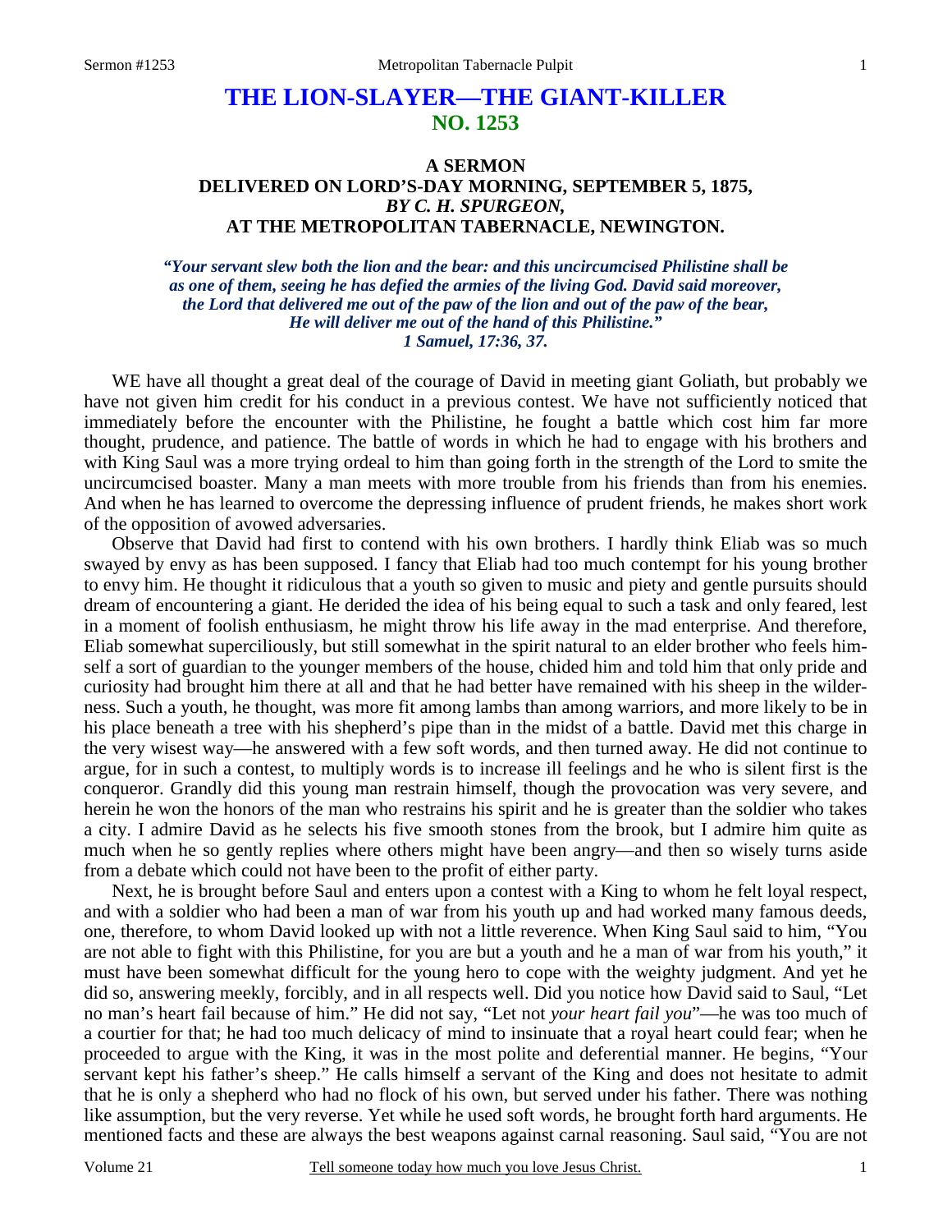# THE LION-SLAYER—THE GIANT-KILLER
## NO. 1253

### A SERMON
### DELIVERED ON LORD'S-DAY MORNING, SEPTEMBER 5, 1875,
### *BY C. H. SPURGEON,*
### AT THE METROPOLITAN TABERNACLE, NEWINGTON.

***"Your servant slew both the lion and the bear: and this uncircumcised Philistine shall be as one of them, seeing he has defied the armies of the living God. David said moreover, the Lord that delivered me out of the paw of the lion and out of the paw of the bear, He will deliver me out of the hand of this Philistine." 1 Samuel, 17:36, 37.***

WE have all thought a great deal of the courage of David in meeting giant Goliath, but probably we have not given him credit for his conduct in a previous contest. We have not sufficiently noticed that immediately before the encounter with the Philistine, he fought a battle which cost him far more thought, prudence, and patience. The battle of words in which he had to engage with his brothers and with King Saul was a more trying ordeal to him than going forth in the strength of the Lord to smite the uncircumcised boaster. Many a man meets with more trouble from his friends than from his enemies. And when he has learned to overcome the depressing influence of prudent friends, he makes short work of the opposition of avowed adversaries.

Observe that David had first to contend with his own brothers. I hardly think Eliab was so much swayed by envy as has been supposed. I fancy that Eliab had too much contempt for his young brother to envy him. He thought it ridiculous that a youth so given to music and piety and gentle pursuits should dream of encountering a giant. He derided the idea of his being equal to such a task and only feared, lest in a moment of foolish enthusiasm, he might throw his life away in the mad enterprise. And therefore, Eliab somewhat superciliously, but still somewhat in the spirit natural to an elder brother who feels himself a sort of guardian to the younger members of the house, chided him and told him that only pride and curiosity had brought him there at all and that he had better have remained with his sheep in the wilderness. Such a youth, he thought, was more fit among lambs than among warriors, and more likely to be in his place beneath a tree with his shepherd's pipe than in the midst of a battle. David met this charge in the very wisest way—he answered with a few soft words, and then turned away. He did not continue to argue, for in such a contest, to multiply words is to increase ill feelings and he who is silent first is the conqueror. Grandly did this young man restrain himself, though the provocation was very severe, and herein he won the honors of the man who restrains his spirit and he is greater than the soldier who takes a city. I admire David as he selects his five smooth stones from the brook, but I admire him quite as much when he so gently replies where others might have been angry—and then so wisely turns aside from a debate which could not have been to the profit of either party.

Next, he is brought before Saul and enters upon a contest with a King to whom he felt loyal respect, and with a soldier who had been a man of war from his youth up and had worked many famous deeds, one, therefore, to whom David looked up with not a little reverence. When King Saul said to him, "You are not able to fight with this Philistine, for you are but a youth and he a man of war from his youth," it must have been somewhat difficult for the young hero to cope with the weighty judgment. And yet he did so, answering meekly, forcibly, and in all respects well. Did you notice how David said to Saul, "Let no man's heart fail because of him." He did not say, "Let not *your heart fail you*"—he was too much of a courtier for that; he had too much delicacy of mind to insinuate that a royal heart could fear; when he proceeded to argue with the King, it was in the most polite and deferential manner. He begins, "Your servant kept his father's sheep." He calls himself a servant of the King and does not hesitate to admit that he is only a shepherd who had no flock of his own, but served under his father. There was nothing like assumption, but the very reverse. Yet while he used soft words, he brought forth hard arguments. He mentioned facts and these are always the best weapons against carnal reasoning. Saul said, "You are not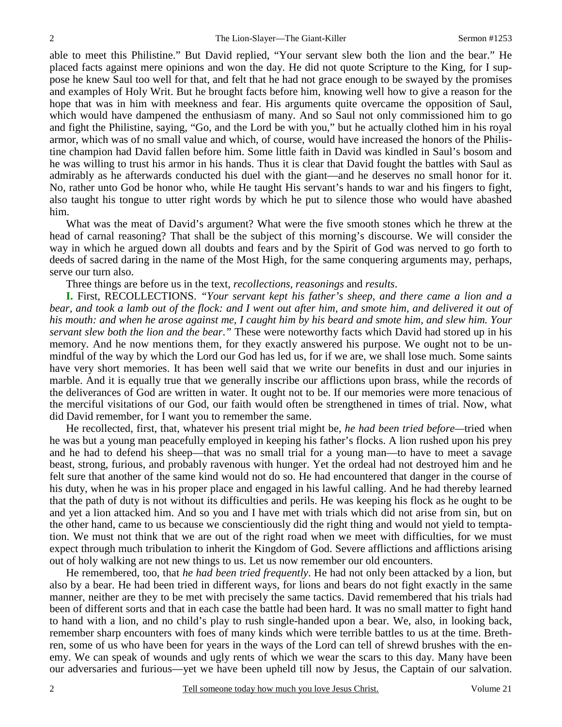able to meet this Philistine." But David replied, "Your servant slew both the lion and the bear." He placed facts against mere opinions and won the day. He did not quote Scripture to the King, for I suppose he knew Saul too well for that, and felt that he had not grace enough to be swayed by the promises and examples of Holy Writ. But he brought facts before him, knowing well how to give a reason for the hope that was in him with meekness and fear. His arguments quite overcame the opposition of Saul, which would have dampened the enthusiasm of many. And so Saul not only commissioned him to go and fight the Philistine, saying, "Go, and the Lord be with you," but he actually clothed him in his royal armor, which was of no small value and which, of course, would have increased the honors of the Philistine champion had David fallen before him. Some little faith in David was kindled in Saul's bosom and he was willing to trust his armor in his hands. Thus it is clear that David fought the battles with Saul as admirably as he afterwards conducted his duel with the giant—and he deserves no small honor for it. No, rather unto God be honor who, while He taught His servant's hands to war and his fingers to fight, also taught his tongue to utter right words by which he put to silence those who would have abashed him.

What was the meat of David's argument? What were the five smooth stones which he threw at the head of carnal reasoning? That shall be the subject of this morning's discourse. We will consider the way in which he argued down all doubts and fears and by the Spirit of God was nerved to go forth to deeds of sacred daring in the name of the Most High, for the same conquering arguments may, perhaps, serve our turn also.

Three things are before us in the text, *recollections, reasonings* and *results*.

**I.** First, RECOLLECTIONS. *"Your servant kept his father's sheep, and there came a lion and a bear, and took a lamb out of the flock: and I went out after him, and smote him, and delivered it out of his mouth: and when he arose against me, I caught him by his beard and smote him, and slew him. Your servant slew both the lion and the bear."* These were noteworthy facts which David had stored up in his memory. And he now mentions them, for they exactly answered his purpose. We ought not to be unmindful of the way by which the Lord our God has led us, for if we are, we shall lose much. Some saints have very short memories. It has been well said that we write our benefits in dust and our injuries in marble. And it is equally true that we generally inscribe our afflictions upon brass, while the records of the deliverances of God are written in water. It ought not to be. If our memories were more tenacious of the merciful visitations of our God, our faith would often be strengthened in times of trial. Now, what did David remember, for I want you to remember the same.

He recollected, first, that, whatever his present trial might be, *he had been tried before*—tried when he was but a young man peacefully employed in keeping his father's flocks. A lion rushed upon his prey and he had to defend his sheep—that was no small trial for a young man—to have to meet a savage beast, strong, furious, and probably ravenous with hunger. Yet the ordeal had not destroyed him and he felt sure that another of the same kind would not do so. He had encountered that danger in the course of his duty, when he was in his proper place and engaged in his lawful calling. And he had thereby learned that the path of duty is not without its difficulties and perils. He was keeping his flock as he ought to be and yet a lion attacked him. And so you and I have met with trials which did not arise from sin, but on the other hand, came to us because we conscientiously did the right thing and would not yield to temptation. We must not think that we are out of the right road when we meet with difficulties, for we must expect through much tribulation to inherit the Kingdom of God. Severe afflictions and afflictions arising out of holy walking are not new things to us. Let us now remember our old encounters.

He remembered, too, that *he had been tried frequently*. He had not only been attacked by a lion, but also by a bear. He had been tried in different ways, for lions and bears do not fight exactly in the same manner, neither are they to be met with precisely the same tactics. David remembered that his trials had been of different sorts and that in each case the battle had been hard. It was no small matter to fight hand to hand with a lion, and no child's play to rush single-handed upon a bear. We, also, in looking back, remember sharp encounters with foes of many kinds which were terrible battles to us at the time. Brethren, some of us who have been for years in the ways of the Lord can tell of shrewd brushes with the enemy. We can speak of wounds and ugly rents of which we wear the scars to this day. Many have been our adversaries and furious—yet we have been upheld till now by Jesus, the Captain of our salvation.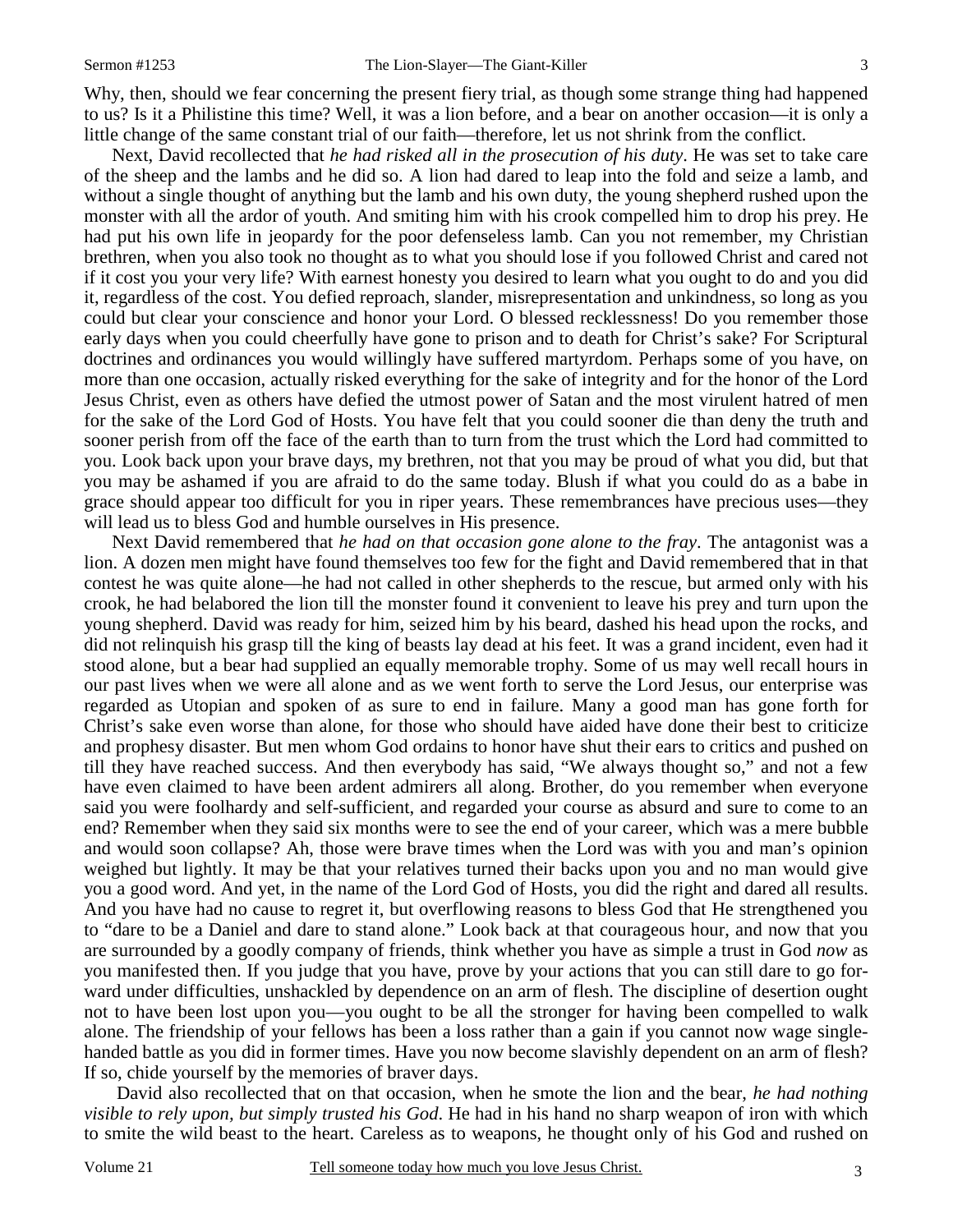Why, then, should we fear concerning the present fiery trial, as though some strange thing had happened to us? Is it a Philistine this time? Well, it was a lion before, and a bear on another occasion—it is only a little change of the same constant trial of our faith—therefore, let us not shrink from the conflict.

Next, David recollected that *he had risked all in the prosecution of his duty*. He was set to take care of the sheep and the lambs and he did so. A lion had dared to leap into the fold and seize a lamb, and without a single thought of anything but the lamb and his own duty, the young shepherd rushed upon the monster with all the ardor of youth. And smiting him with his crook compelled him to drop his prey. He had put his own life in jeopardy for the poor defenseless lamb. Can you not remember, my Christian brethren, when you also took no thought as to what you should lose if you followed Christ and cared not if it cost you your very life? With earnest honesty you desired to learn what you ought to do and you did it, regardless of the cost. You defied reproach, slander, misrepresentation and unkindness, so long as you could but clear your conscience and honor your Lord. O blessed recklessness! Do you remember those early days when you could cheerfully have gone to prison and to death for Christ's sake? For Scriptural doctrines and ordinances you would willingly have suffered martyrdom. Perhaps some of you have, on more than one occasion, actually risked everything for the sake of integrity and for the honor of the Lord Jesus Christ, even as others have defied the utmost power of Satan and the most virulent hatred of men for the sake of the Lord God of Hosts. You have felt that you could sooner die than deny the truth and sooner perish from off the face of the earth than to turn from the trust which the Lord had committed to you. Look back upon your brave days, my brethren, not that you may be proud of what you did, but that you may be ashamed if you are afraid to do the same today. Blush if what you could do as a babe in grace should appear too difficult for you in riper years. These remembrances have precious uses—they will lead us to bless God and humble ourselves in His presence.

Next David remembered that *he had on that occasion gone alone to the fray*. The antagonist was a lion. A dozen men might have found themselves too few for the fight and David remembered that in that contest he was quite alone—he had not called in other shepherds to the rescue, but armed only with his crook, he had belabored the lion till the monster found it convenient to leave his prey and turn upon the young shepherd. David was ready for him, seized him by his beard, dashed his head upon the rocks, and did not relinquish his grasp till the king of beasts lay dead at his feet. It was a grand incident, even had it stood alone, but a bear had supplied an equally memorable trophy. Some of us may well recall hours in our past lives when we were all alone and as we went forth to serve the Lord Jesus, our enterprise was regarded as Utopian and spoken of as sure to end in failure. Many a good man has gone forth for Christ's sake even worse than alone, for those who should have aided have done their best to criticize and prophesy disaster. But men whom God ordains to honor have shut their ears to critics and pushed on till they have reached success. And then everybody has said, "We always thought so," and not a few have even claimed to have been ardent admirers all along. Brother, do you remember when everyone said you were foolhardy and self-sufficient, and regarded your course as absurd and sure to come to an end? Remember when they said six months were to see the end of your career, which was a mere bubble and would soon collapse? Ah, those were brave times when the Lord was with you and man's opinion weighed but lightly. It may be that your relatives turned their backs upon you and no man would give you a good word. And yet, in the name of the Lord God of Hosts, you did the right and dared all results. And you have had no cause to regret it, but overflowing reasons to bless God that He strengthened you to "dare to be a Daniel and dare to stand alone." Look back at that courageous hour, and now that you are surrounded by a goodly company of friends, think whether you have as simple a trust in God *now* as you manifested then. If you judge that you have, prove by your actions that you can still dare to go forward under difficulties, unshackled by dependence on an arm of flesh. The discipline of desertion ought not to have been lost upon you—you ought to be all the stronger for having been compelled to walk alone. The friendship of your fellows has been a loss rather than a gain if you cannot now wage single-handed battle as you did in former times. Have you now become slavishly dependent on an arm of flesh? If so, chide yourself by the memories of braver days.

David also recollected that on that occasion, when he smote the lion and the bear, *he had nothing visible to rely upon, but simply trusted his God*. He had in his hand no sharp weapon of iron with which to smite the wild beast to the heart. Careless as to weapons, he thought only of his God and rushed on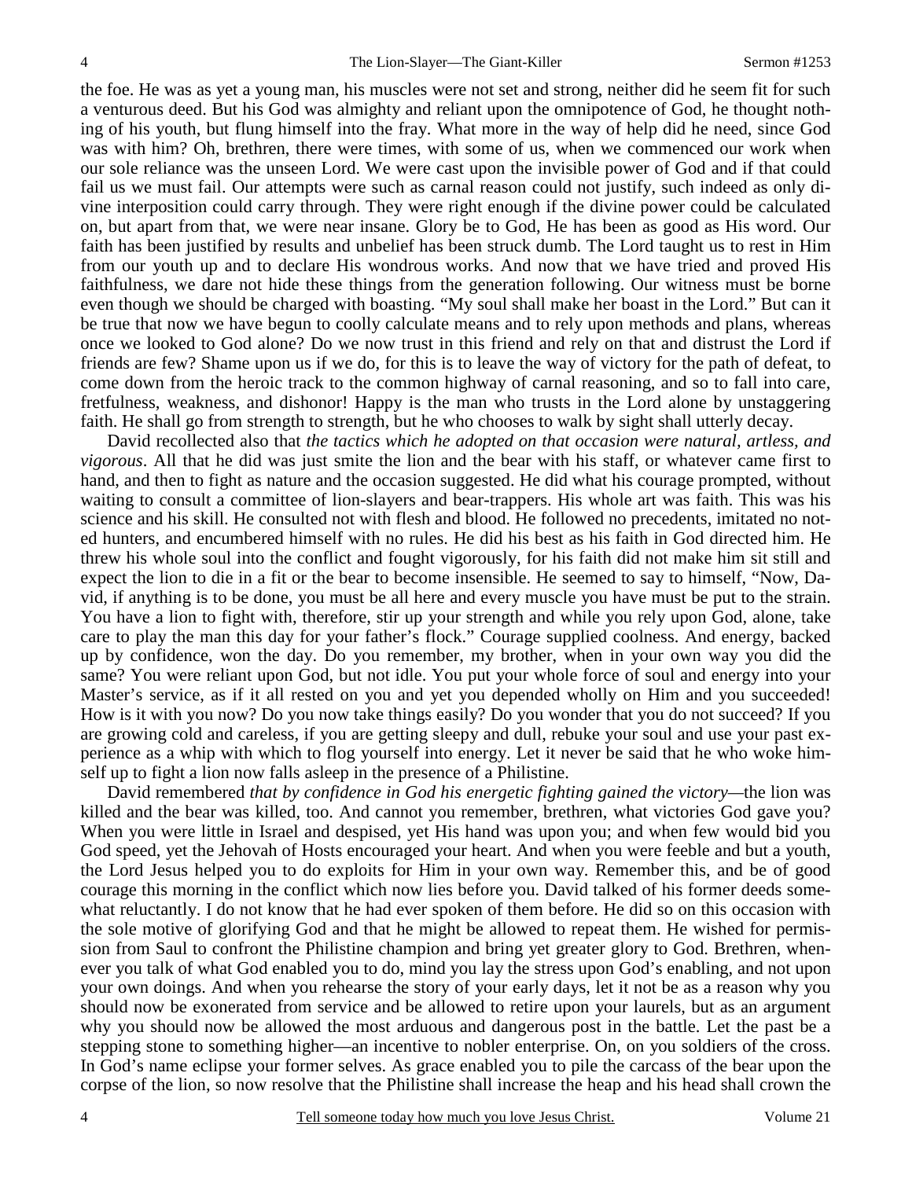the foe. He was as yet a young man, his muscles were not set and strong, neither did he seem fit for such a venturous deed. But his God was almighty and reliant upon the omnipotence of God, he thought nothing of his youth, but flung himself into the fray. What more in the way of help did he need, since God was with him? Oh, brethren, there were times, with some of us, when we commenced our work when our sole reliance was the unseen Lord. We were cast upon the invisible power of God and if that could fail us we must fail. Our attempts were such as carnal reason could not justify, such indeed as only divine interposition could carry through. They were right enough if the divine power could be calculated on, but apart from that, we were near insane. Glory be to God, He has been as good as His word. Our faith has been justified by results and unbelief has been struck dumb. The Lord taught us to rest in Him from our youth up and to declare His wondrous works. And now that we have tried and proved His faithfulness, we dare not hide these things from the generation following. Our witness must be borne even though we should be charged with boasting. "My soul shall make her boast in the Lord." But can it be true that now we have begun to coolly calculate means and to rely upon methods and plans, whereas once we looked to God alone? Do we now trust in this friend and rely on that and distrust the Lord if friends are few? Shame upon us if we do, for this is to leave the way of victory for the path of defeat, to come down from the heroic track to the common highway of carnal reasoning, and so to fall into care, fretfulness, weakness, and dishonor! Happy is the man who trusts in the Lord alone by unstaggering faith. He shall go from strength to strength, but he who chooses to walk by sight shall utterly decay.

David recollected also that *the tactics which he adopted on that occasion were natural, artless, and vigorous*. All that he did was just smite the lion and the bear with his staff, or whatever came first to hand, and then to fight as nature and the occasion suggested. He did what his courage prompted, without waiting to consult a committee of lion-slayers and bear-trappers. His whole art was faith. This was his science and his skill. He consulted not with flesh and blood. He followed no precedents, imitated no noted hunters, and encumbered himself with no rules. He did his best as his faith in God directed him. He threw his whole soul into the conflict and fought vigorously, for his faith did not make him sit still and expect the lion to die in a fit or the bear to become insensible. He seemed to say to himself, "Now, David, if anything is to be done, you must be all here and every muscle you have must be put to the strain. You have a lion to fight with, therefore, stir up your strength and while you rely upon God, alone, take care to play the man this day for your father's flock." Courage supplied coolness. And energy, backed up by confidence, won the day. Do you remember, my brother, when in your own way you did the same? You were reliant upon God, but not idle. You put your whole force of soul and energy into your Master's service, as if it all rested on you and yet you depended wholly on Him and you succeeded! How is it with you now? Do you now take things easily? Do you wonder that you do not succeed? If you are growing cold and careless, if you are getting sleepy and dull, rebuke your soul and use your past experience as a whip with which to flog yourself into energy. Let it never be said that he who woke himself up to fight a lion now falls asleep in the presence of a Philistine.

David remembered *that by confidence in God his energetic fighting gained the victory*—the lion was killed and the bear was killed, too. And cannot you remember, brethren, what victories God gave you? When you were little in Israel and despised, yet His hand was upon you; and when few would bid you God speed, yet the Jehovah of Hosts encouraged your heart. And when you were feeble and but a youth, the Lord Jesus helped you to do exploits for Him in your own way. Remember this, and be of good courage this morning in the conflict which now lies before you. David talked of his former deeds somewhat reluctantly. I do not know that he had ever spoken of them before. He did so on this occasion with the sole motive of glorifying God and that he might be allowed to repeat them. He wished for permission from Saul to confront the Philistine champion and bring yet greater glory to God. Brethren, whenever you talk of what God enabled you to do, mind you lay the stress upon God's enabling, and not upon your own doings. And when you rehearse the story of your early days, let it not be as a reason why you should now be exonerated from service and be allowed to retire upon your laurels, but as an argument why you should now be allowed the most arduous and dangerous post in the battle. Let the past be a stepping stone to something higher—an incentive to nobler enterprise. On, on you soldiers of the cross. In God's name eclipse your former selves. As grace enabled you to pile the carcass of the bear upon the corpse of the lion, so now resolve that the Philistine shall increase the heap and his head shall crown the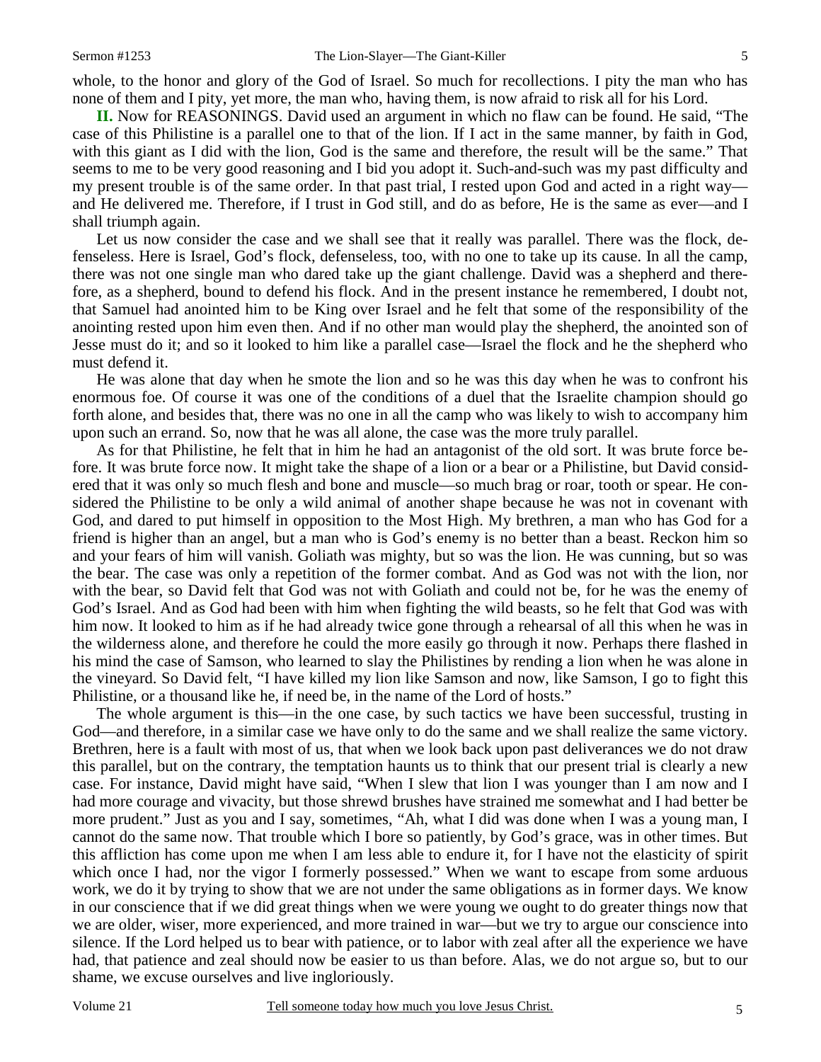whole, to the honor and glory of the God of Israel. So much for recollections. I pity the man who has none of them and I pity, yet more, the man who, having them, is now afraid to risk all for his Lord.

**II.** Now for REASONINGS. David used an argument in which no flaw can be found. He said, "The case of this Philistine is a parallel one to that of the lion. If I act in the same manner, by faith in God, with this giant as I did with the lion, God is the same and therefore, the result will be the same." That seems to me to be very good reasoning and I bid you adopt it. Such-and-such was my past difficulty and my present trouble is of the same order. In that past trial, I rested upon God and acted in a right way—and He delivered me. Therefore, if I trust in God still, and do as before, He is the same as ever—and I shall triumph again.

Let us now consider the case and we shall see that it really was parallel. There was the flock, defenseless. Here is Israel, God's flock, defenseless, too, with no one to take up its cause. In all the camp, there was not one single man who dared take up the giant challenge. David was a shepherd and therefore, as a shepherd, bound to defend his flock. And in the present instance he remembered, I doubt not, that Samuel had anointed him to be King over Israel and he felt that some of the responsibility of the anointing rested upon him even then. And if no other man would play the shepherd, the anointed son of Jesse must do it; and so it looked to him like a parallel case—Israel the flock and he the shepherd who must defend it.

He was alone that day when he smote the lion and so he was this day when he was to confront his enormous foe. Of course it was one of the conditions of a duel that the Israelite champion should go forth alone, and besides that, there was no one in all the camp who was likely to wish to accompany him upon such an errand. So, now that he was all alone, the case was the more truly parallel.

As for that Philistine, he felt that in him he had an antagonist of the old sort. It was brute force before. It was brute force now. It might take the shape of a lion or a bear or a Philistine, but David considered that it was only so much flesh and bone and muscle—so much brag or roar, tooth or spear. He considered the Philistine to be only a wild animal of another shape because he was not in covenant with God, and dared to put himself in opposition to the Most High. My brethren, a man who has God for a friend is higher than an angel, but a man who is God's enemy is no better than a beast. Reckon him so and your fears of him will vanish. Goliath was mighty, but so was the lion. He was cunning, but so was the bear. The case was only a repetition of the former combat. And as God was not with the lion, nor with the bear, so David felt that God was not with Goliath and could not be, for he was the enemy of God's Israel. And as God had been with him when fighting the wild beasts, so he felt that God was with him now. It looked to him as if he had already twice gone through a rehearsal of all this when he was in the wilderness alone, and therefore he could the more easily go through it now. Perhaps there flashed in his mind the case of Samson, who learned to slay the Philistines by rending a lion when he was alone in the vineyard. So David felt, "I have killed my lion like Samson and now, like Samson, I go to fight this Philistine, or a thousand like he, if need be, in the name of the Lord of hosts."

The whole argument is this—in the one case, by such tactics we have been successful, trusting in God—and therefore, in a similar case we have only to do the same and we shall realize the same victory. Brethren, here is a fault with most of us, that when we look back upon past deliverances we do not draw this parallel, but on the contrary, the temptation haunts us to think that our present trial is clearly a new case. For instance, David might have said, "When I slew that lion I was younger than I am now and I had more courage and vivacity, but those shrewd brushes have strained me somewhat and I had better be more prudent." Just as you and I say, sometimes, "Ah, what I did was done when I was a young man, I cannot do the same now. That trouble which I bore so patiently, by God's grace, was in other times. But this affliction has come upon me when I am less able to endure it, for I have not the elasticity of spirit which once I had, nor the vigor I formerly possessed." When we want to escape from some arduous work, we do it by trying to show that we are not under the same obligations as in former days. We know in our conscience that if we did great things when we were young we ought to do greater things now that we are older, wiser, more experienced, and more trained in war—but we try to argue our conscience into silence. If the Lord helped us to bear with patience, or to labor with zeal after all the experience we have had, that patience and zeal should now be easier to us than before. Alas, we do not argue so, but to our shame, we excuse ourselves and live ingloriously.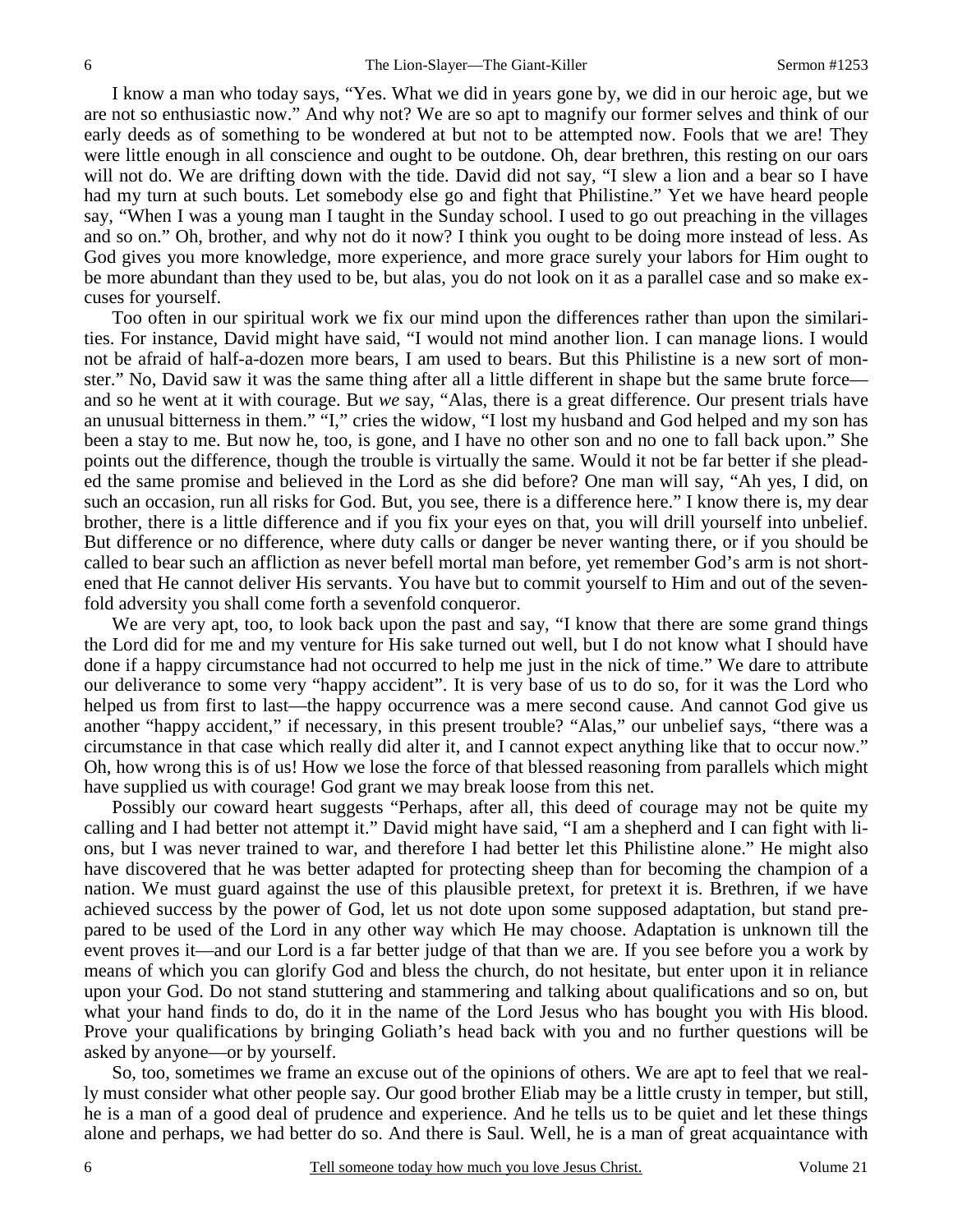I know a man who today says, "Yes. What we did in years gone by, we did in our heroic age, but we are not so enthusiastic now." And why not? We are so apt to magnify our former selves and think of our early deeds as of something to be wondered at but not to be attempted now. Fools that we are! They were little enough in all conscience and ought to be outdone. Oh, dear brethren, this resting on our oars will not do. We are drifting down with the tide. David did not say, "I slew a lion and a bear so I have had my turn at such bouts. Let somebody else go and fight that Philistine." Yet we have heard people say, "When I was a young man I taught in the Sunday school. I used to go out preaching in the villages and so on." Oh, brother, and why not do it now? I think you ought to be doing more instead of less. As God gives you more knowledge, more experience, and more grace surely your labors for Him ought to be more abundant than they used to be, but alas, you do not look on it as a parallel case and so make excuses for yourself.

Too often in our spiritual work we fix our mind upon the differences rather than upon the similarities. For instance, David might have said, "I would not mind another lion. I can manage lions. I would not be afraid of half-a-dozen more bears, I am used to bears. But this Philistine is a new sort of monster." No, David saw it was the same thing after all a little different in shape but the same brute force—and so he went at it with courage. But *we* say, "Alas, there is a great difference. Our present trials have an unusual bitterness in them." "I," cries the widow, "I lost my husband and God helped and my son has been a stay to me. But now he, too, is gone, and I have no other son and no one to fall back upon." She points out the difference, though the trouble is virtually the same. Would it not be far better if she pleaded the same promise and believed in the Lord as she did before? One man will say, "Ah yes, I did, on such an occasion, run all risks for God. But, you see, there is a difference here." I know there is, my dear brother, there is a little difference and if you fix your eyes on that, you will drill yourself into unbelief. But difference or no difference, where duty calls or danger be never wanting there, or if you should be called to bear such an affliction as never befell mortal man before, yet remember God's arm is not shortened that He cannot deliver His servants. You have but to commit yourself to Him and out of the sevenfold adversity you shall come forth a sevenfold conqueror.

We are very apt, too, to look back upon the past and say, "I know that there are some grand things the Lord did for me and my venture for His sake turned out well, but I do not know what I should have done if a happy circumstance had not occurred to help me just in the nick of time." We dare to attribute our deliverance to some very "happy accident". It is very base of us to do so, for it was the Lord who helped us from first to last—the happy occurrence was a mere second cause. And cannot God give us another "happy accident," if necessary, in this present trouble? "Alas," our unbelief says, "there was a circumstance in that case which really did alter it, and I cannot expect anything like that to occur now." Oh, how wrong this is of us! How we lose the force of that blessed reasoning from parallels which might have supplied us with courage! God grant we may break loose from this net.

Possibly our coward heart suggests "Perhaps, after all, this deed of courage may not be quite my calling and I had better not attempt it." David might have said, "I am a shepherd and I can fight with lions, but I was never trained to war, and therefore I had better let this Philistine alone." He might also have discovered that he was better adapted for protecting sheep than for becoming the champion of a nation. We must guard against the use of this plausible pretext, for pretext it is. Brethren, if we have achieved success by the power of God, let us not dote upon some supposed adaptation, but stand prepared to be used of the Lord in any other way which He may choose. Adaptation is unknown till the event proves it—and our Lord is a far better judge of that than we are. If you see before you a work by means of which you can glorify God and bless the church, do not hesitate, but enter upon it in reliance upon your God. Do not stand stuttering and stammering and talking about qualifications and so on, but what your hand finds to do, do it in the name of the Lord Jesus who has bought you with His blood. Prove your qualifications by bringing Goliath's head back with you and no further questions will be asked by anyone—or by yourself.

So, too, sometimes we frame an excuse out of the opinions of others. We are apt to feel that we really must consider what other people say. Our good brother Eliab may be a little crusty in temper, but still, he is a man of a good deal of prudence and experience. And he tells us to be quiet and let these things alone and perhaps, we had better do so. And there is Saul. Well, he is a man of great acquaintance with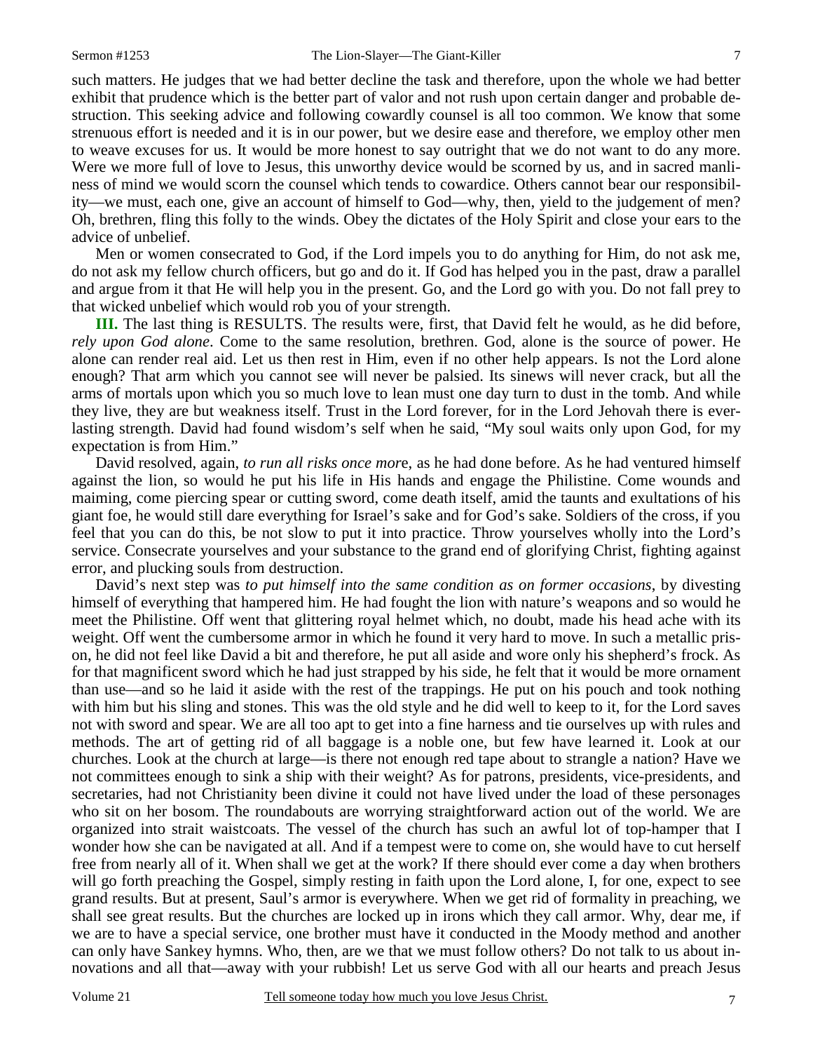such matters. He judges that we had better decline the task and therefore, upon the whole we had better exhibit that prudence which is the better part of valor and not rush upon certain danger and probable destruction. This seeking advice and following cowardly counsel is all too common. We know that some strenuous effort is needed and it is in our power, but we desire ease and therefore, we employ other men to weave excuses for us. It would be more honest to say outright that we do not want to do any more. Were we more full of love to Jesus, this unworthy device would be scorned by us, and in sacred manliness of mind we would scorn the counsel which tends to cowardice. Others cannot bear our responsibility—we must, each one, give an account of himself to God—why, then, yield to the judgement of men? Oh, brethren, fling this folly to the winds. Obey the dictates of the Holy Spirit and close your ears to the advice of unbelief.

Men or women consecrated to God, if the Lord impels you to do anything for Him, do not ask me, do not ask my fellow church officers, but go and do it. If God has helped you in the past, draw a parallel and argue from it that He will help you in the present. Go, and the Lord go with you. Do not fall prey to that wicked unbelief which would rob you of your strength.

**III.** The last thing is RESULTS. The results were, first, that David felt he would, as he did before, *rely upon God alone*. Come to the same resolution, brethren. God, alone is the source of power. He alone can render real aid. Let us then rest in Him, even if no other help appears. Is not the Lord alone enough? That arm which you cannot see will never be palsied. Its sinews will never crack, but all the arms of mortals upon which you so much love to lean must one day turn to dust in the tomb. And while they live, they are but weakness itself. Trust in the Lord forever, for in the Lord Jehovah there is everlasting strength. David had found wisdom's self when he said, "My soul waits only upon God, for my expectation is from Him."

David resolved, again, *to run all risks once more*, as he had done before. As he had ventured himself against the lion, so would he put his life in His hands and engage the Philistine. Come wounds and maiming, come piercing spear or cutting sword, come death itself, amid the taunts and exultations of his giant foe, he would still dare everything for Israel's sake and for God's sake. Soldiers of the cross, if you feel that you can do this, be not slow to put it into practice. Throw yourselves wholly into the Lord's service. Consecrate yourselves and your substance to the grand end of glorifying Christ, fighting against error, and plucking souls from destruction.

David's next step was *to put himself into the same condition as on former occasions*, by divesting himself of everything that hampered him. He had fought the lion with nature's weapons and so would he meet the Philistine. Off went that glittering royal helmet which, no doubt, made his head ache with its weight. Off went the cumbersome armor in which he found it very hard to move. In such a metallic prison, he did not feel like David a bit and therefore, he put all aside and wore only his shepherd's frock. As for that magnificent sword which he had just strapped by his side, he felt that it would be more ornament than use—and so he laid it aside with the rest of the trappings. He put on his pouch and took nothing with him but his sling and stones. This was the old style and he did well to keep to it, for the Lord saves not with sword and spear. We are all too apt to get into a fine harness and tie ourselves up with rules and methods. The art of getting rid of all baggage is a noble one, but few have learned it. Look at our churches. Look at the church at large—is there not enough red tape about to strangle a nation? Have we not committees enough to sink a ship with their weight? As for patrons, presidents, vice-presidents, and secretaries, had not Christianity been divine it could not have lived under the load of these personages who sit on her bosom. The roundabouts are worrying straightforward action out of the world. We are organized into strait waistcoats. The vessel of the church has such an awful lot of top-hamper that I wonder how she can be navigated at all. And if a tempest were to come on, she would have to cut herself free from nearly all of it. When shall we get at the work? If there should ever come a day when brothers will go forth preaching the Gospel, simply resting in faith upon the Lord alone, I, for one, expect to see grand results. But at present, Saul's armor is everywhere. When we get rid of formality in preaching, we shall see great results. But the churches are locked up in irons which they call armor. Why, dear me, if we are to have a special service, one brother must have it conducted in the Moody method and another can only have Sankey hymns. Who, then, are we that we must follow others? Do not talk to us about innovations and all that—away with your rubbish! Let us serve God with all our hearts and preach Jesus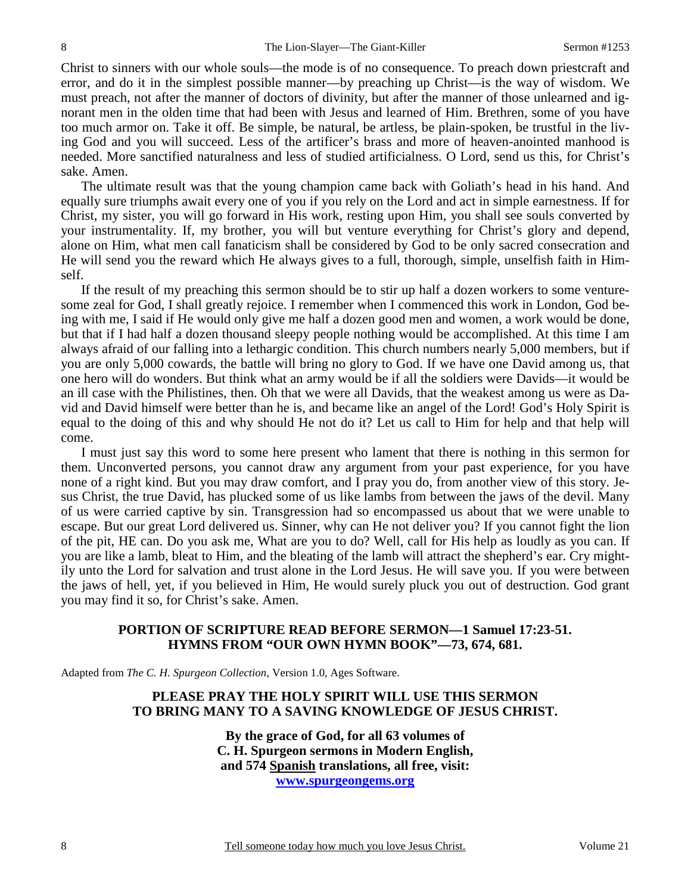Christ to sinners with our whole souls—the mode is of no consequence. To preach down priestcraft and error, and do it in the simplest possible manner—by preaching up Christ—is the way of wisdom. We must preach, not after the manner of doctors of divinity, but after the manner of those unlearned and ignorant men in the olden time that had been with Jesus and learned of Him. Brethren, some of you have too much armor on. Take it off. Be simple, be natural, be artless, be plain-spoken, be trustful in the living God and you will succeed. Less of the artificer's brass and more of heaven-anointed manhood is needed. More sanctified naturalness and less of studied artificialness. O Lord, send us this, for Christ's sake. Amen.

The ultimate result was that the young champion came back with Goliath's head in his hand. And equally sure triumphs await every one of you if you rely on the Lord and act in simple earnestness. If for Christ, my sister, you will go forward in His work, resting upon Him, you shall see souls converted by your instrumentality. If, my brother, you will but venture everything for Christ's glory and depend, alone on Him, what men call fanaticism shall be considered by God to be only sacred consecration and He will send you the reward which He always gives to a full, thorough, simple, unselfish faith in Himself.

If the result of my preaching this sermon should be to stir up half a dozen workers to some venturesome zeal for God, I shall greatly rejoice. I remember when I commenced this work in London, God being with me, I said if He would only give me half a dozen good men and women, a work would be done, but that if I had half a dozen thousand sleepy people nothing would be accomplished. At this time I am always afraid of our falling into a lethargic condition. This church numbers nearly 5,000 members, but if you are only 5,000 cowards, the battle will bring no glory to God. If we have one David among us, that one hero will do wonders. But think what an army would be if all the soldiers were Davids—it would be an ill case with the Philistines, then. Oh that we were all Davids, that the weakest among us were as David and David himself were better than he is, and became like an angel of the Lord! God's Holy Spirit is equal to the doing of this and why should He not do it? Let us call to Him for help and that help will come.

I must just say this word to some here present who lament that there is nothing in this sermon for them. Unconverted persons, you cannot draw any argument from your past experience, for you have none of a right kind. But you may draw comfort, and I pray you do, from another view of this story. Jesus Christ, the true David, has plucked some of us like lambs from between the jaws of the devil. Many of us were carried captive by sin. Transgression had so encompassed us about that we were unable to escape. But our great Lord delivered us. Sinner, why can He not deliver you? If you cannot fight the lion of the pit, HE can. Do you ask me, What are you to do? Well, call for His help as loudly as you can. If you are like a lamb, bleat to Him, and the bleating of the lamb will attract the shepherd's ear. Cry mightily unto the Lord for salvation and trust alone in the Lord Jesus. He will save you. If you were between the jaws of hell, yet, if you believed in Him, He would surely pluck you out of destruction. God grant you may find it so, for Christ's sake. Amen.

**PORTION OF SCRIPTURE READ BEFORE SERMON—1 Samuel 17:23-51.**
**HYMNS FROM "OUR OWN HYMN BOOK"—73, 674, 681.**

Adapted from *The C. H. Spurgeon Collection*, Version 1.0, Ages Software.

**PLEASE PRAY THE HOLY SPIRIT WILL USE THIS SERMON TO BRING MANY TO A SAVING KNOWLEDGE OF JESUS CHRIST.**

**By the grace of God, for all 63 volumes of C. H. Spurgeon sermons in Modern English, and 574 Spanish translations, all free, visit: www.spurgeongems.org**